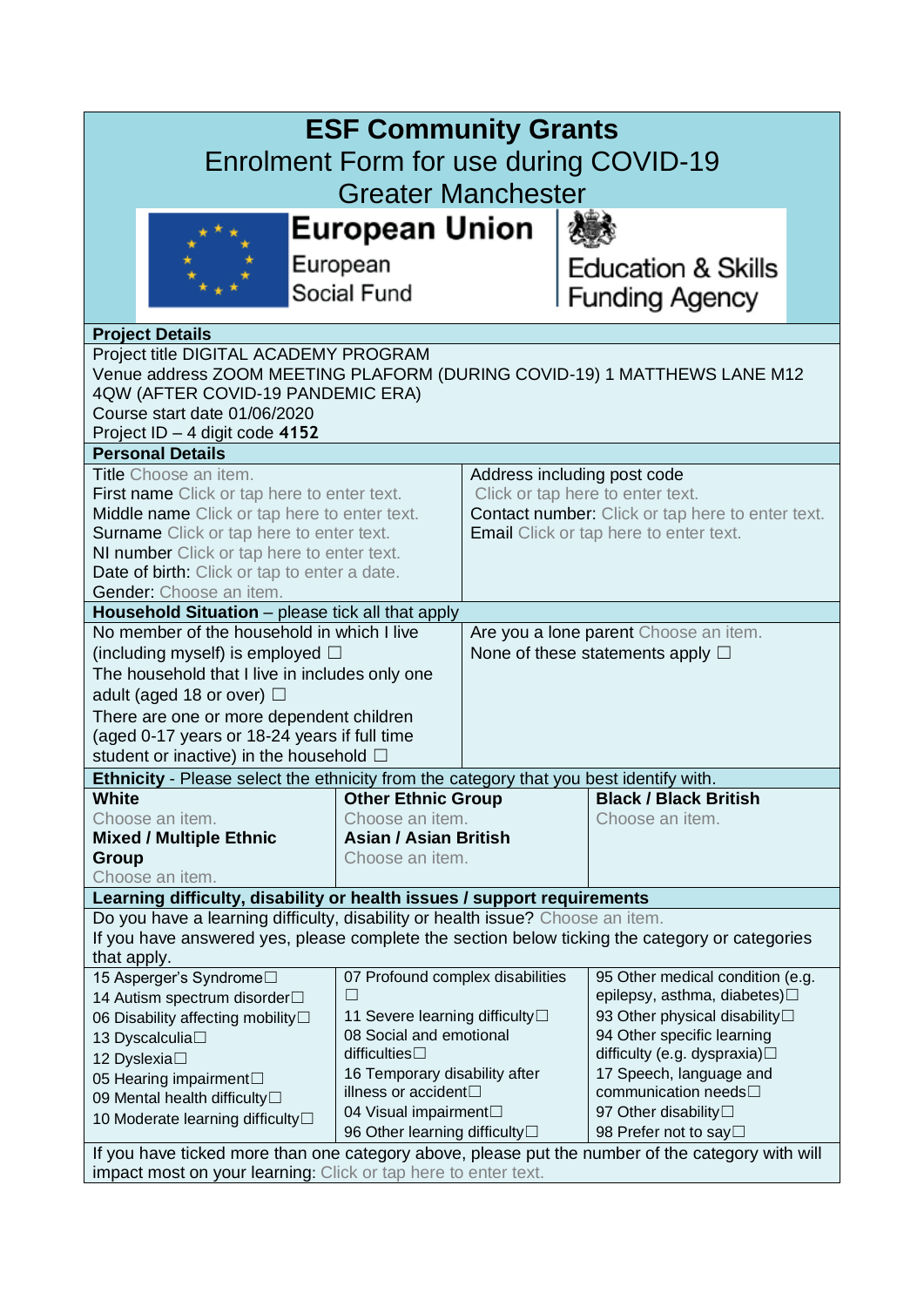# ESF Community Grants

## Enrolment Form for use during COVID-19

## Greater Manchester

**European Union**
European Social Fund

Education & Skills Funding Agency

**Project Details**

Project title DIGITAL ACADEMY PROGRAM
Venue address ZOOM MEETING PLAFORM (DURING COVID-19) 1 MATTHEWS LANE M12 4QW (AFTER COVID-19 PANDEMIC ERA)
Course start date 01/06/2020
Project ID – 4 digit code **4152**

**Personal Details**

| | |
|---|---|
| Title Choose an item.<br>**First name** Click or tap here to enter text.<br>Middle name Click or tap here to enter text.<br>Surname Click or tap here to enter text.<br>NI number Click or tap here to enter text.<br>Date of birth: Click or tap to enter a date.<br>Gender: Choose an item. | Address including post code<br>Click or tap here to enter text.<br>**Contact number:** Click or tap here to enter text.<br>**Email** Click or tap here to enter text. |

**Household Situation** – please tick all that apply

| | |
|---|---|
| No member of the household in which I live (including myself) is employed ☐<br>The household that I live in includes only one adult (aged 18 or over) ☐<br>There are one or more dependent children (aged 0-17 years or 18-24 years if full time student or inactive) in the household ☐ | Are you a lone parent Choose an item.<br>None of these statements apply ☐ |

**Ethnicity** - Please select the ethnicity from the category that you best identify with.

| | | |
|---|---|---|
| **White**<br>Choose an item.<br>**Mixed / Multiple Ethnic Group**<br>Choose an item. | **Other Ethnic Group**<br>Choose an item.<br>**Asian / Asian British**<br>Choose an item. | **Black / Black British**<br>Choose an item. |

**Learning difficulty, disability or health issues / support requirements**

Do you have a learning difficulty, disability or health issue? Choose an item.
If you have answered yes, please complete the section below ticking the category or categories that apply.

| | | |
|---|---|---|
| 15 Asperger's Syndrome☐<br>14 Autism spectrum disorder☐<br>06 Disability affecting mobility☐<br>13 Dyscalculia☐<br>12 Dyslexia☐<br>05 Hearing impairment☐<br>09 Mental health difficulty☐<br>10 Moderate learning difficulty☐ | 07 Profound complex disabilities ☐<br>11 Severe learning difficulty☐<br>08 Social and emotional difficulties☐<br>16 Temporary disability after illness or accident☐<br>04 Visual impairment☐<br>96 Other learning difficulty☐ | 95 Other medical condition (e.g. epilepsy, asthma, diabetes)☐<br>93 Other physical disability☐<br>94 Other specific learning difficulty (e.g. dyspraxia)☐<br>17 Speech, language and communication needs☐<br>97 Other disability☐<br>98 Prefer not to say☐ |

If you have ticked more than one category above, please put the number of the category with will impact most on your learning: Click or tap here to enter text.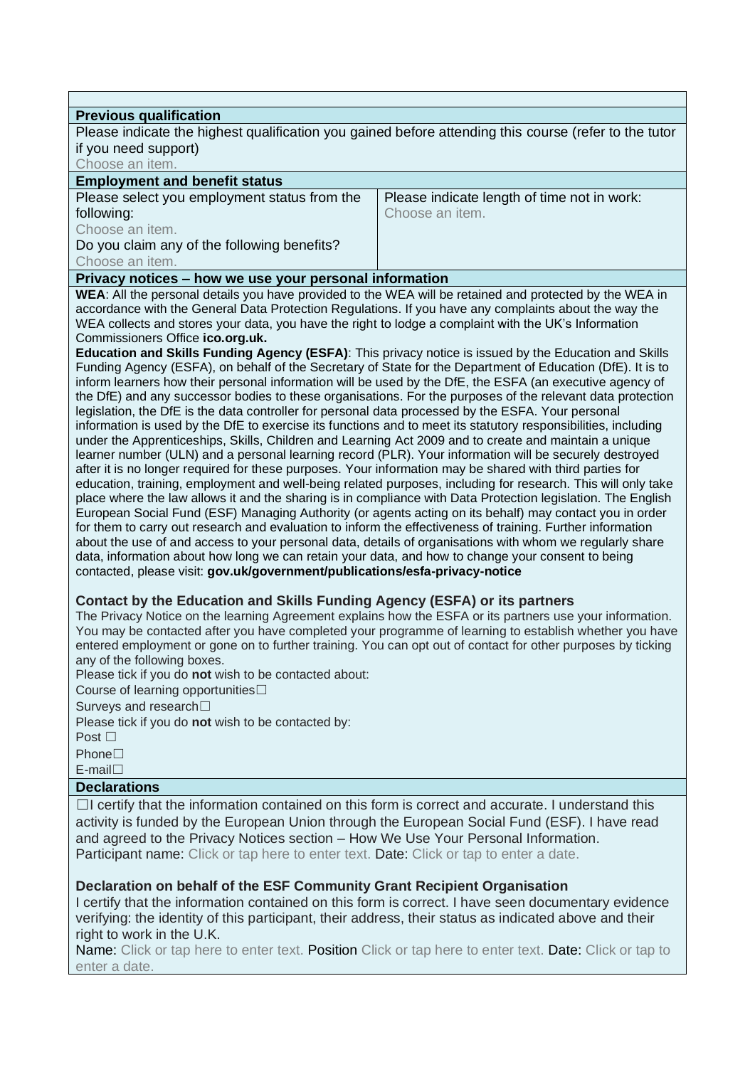**Previous qualification**

Please indicate the highest qualification you gained before attending this course (refer to the tutor if you need support)

Choose an item.

**Employment and benefit status**

| | |
|---|---|
| Please select you employment status from the following:<br>Choose an item.<br>Do you claim any of the following benefits?<br>Choose an item. | Please indicate length of time not in work:<br>Choose an item. |

**Privacy notices – how we use your personal information**

**WEA**: All the personal details you have provided to the WEA will be retained and protected by the WEA in accordance with the General Data Protection Regulations. If you have any complaints about the way the WEA collects and stores your data, you have the right to lodge a complaint with the UK's Information Commissioners Office **ico.org.uk.**

**Education and Skills Funding Agency (ESFA)**: This privacy notice is issued by the Education and Skills Funding Agency (ESFA), on behalf of the Secretary of State for the Department of Education (DfE). It is to inform learners how their personal information will be used by the DfE, the ESFA (an executive agency of the DfE) and any successor bodies to these organisations. For the purposes of the relevant data protection legislation, the DfE is the data controller for personal data processed by the ESFA. Your personal information is used by the DfE to exercise its functions and to meet its statutory responsibilities, including under the Apprenticeships, Skills, Children and Learning Act 2009 and to create and maintain a unique learner number (ULN) and a personal learning record (PLR). Your information will be securely destroyed after it is no longer required for these purposes. Your information may be shared with third parties for education, training, employment and well-being related purposes, including for research. This will only take place where the law allows it and the sharing is in compliance with Data Protection legislation. The English European Social Fund (ESF) Managing Authority (or agents acting on its behalf) may contact you in order for them to carry out research and evaluation to inform the effectiveness of training. Further information about the use of and access to your personal data, details of organisations with whom we regularly share data, information about how long we can retain your data, and how to change your consent to being contacted, please visit: **gov.uk/government/publications/esfa-privacy-notice**

**Contact by the Education and Skills Funding Agency (ESFA) or its partners**

The Privacy Notice on the learning Agreement explains how the ESFA or its partners use your information. You may be contacted after you have completed your programme of learning to establish whether you have entered employment or gone on to further training. You can opt out of contact for other purposes by ticking any of the following boxes.

Please tick if you do **not** wish to be contacted about:

Course of learning opportunities☐

Surveys and research☐

Please tick if you do **not** wish to be contacted by:

Post ☐

Phone☐

E-mail☐

**Declarations**

☐I certify that the information contained on this form is correct and accurate. I understand this activity is funded by the European Union through the European Social Fund (ESF). I have read and agreed to the Privacy Notices section – How We Use Your Personal Information.

Participant name: Click or tap here to enter text. Date: Click or tap to enter a date.

**Declaration on behalf of the ESF Community Grant Recipient Organisation**

I certify that the information contained on this form is correct. I have seen documentary evidence verifying: the identity of this participant, their address, their status as indicated above and their right to work in the U.K.

Name: Click or tap here to enter text. Position Click or tap here to enter text. Date: Click or tap to enter a date.